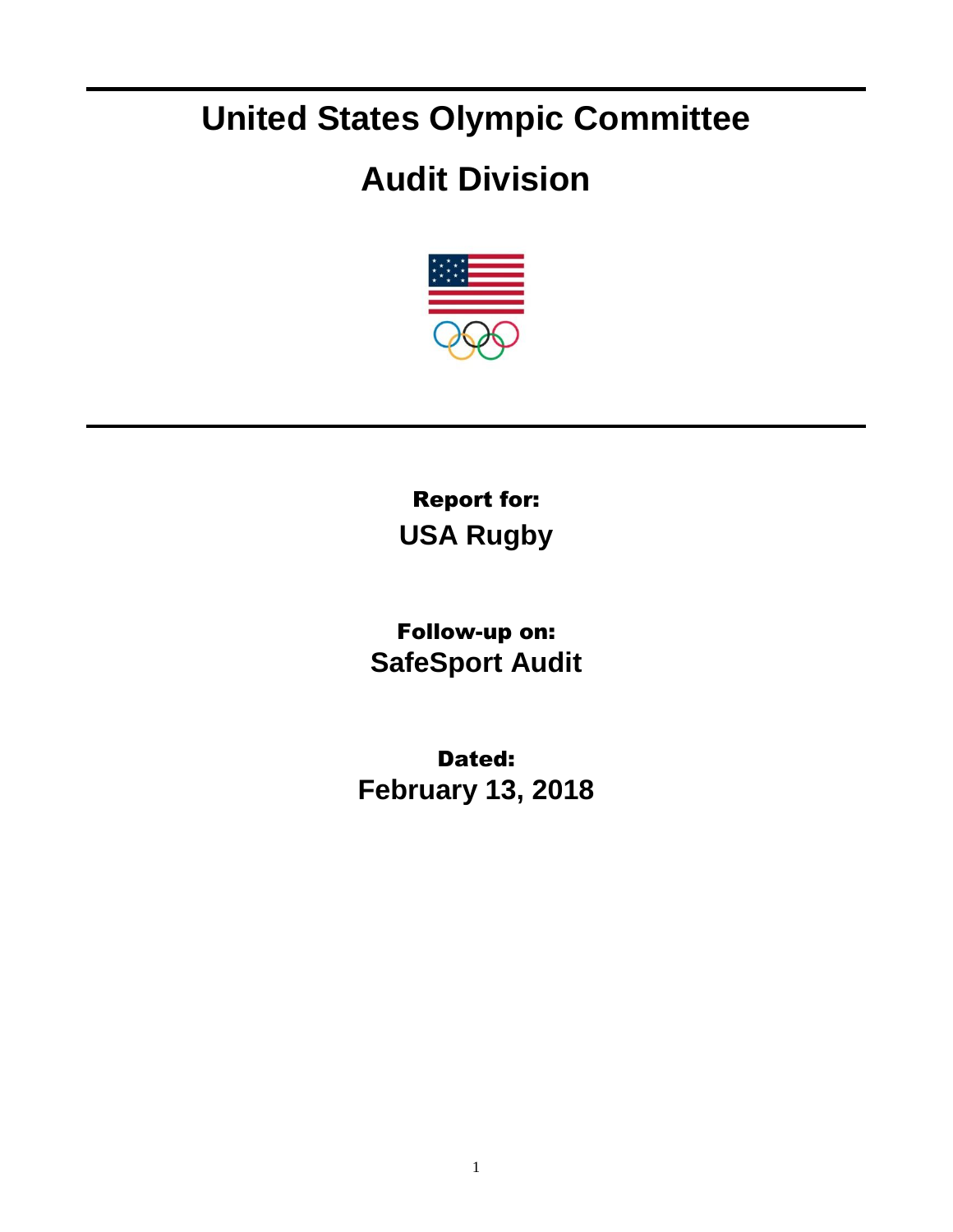# United States Olympic Committee

# Audit Division

**Report for:**

**USA Rugby**

**Follow-up on:**

**SafeSport Audit**

**Dated:**

**February 13, 2018**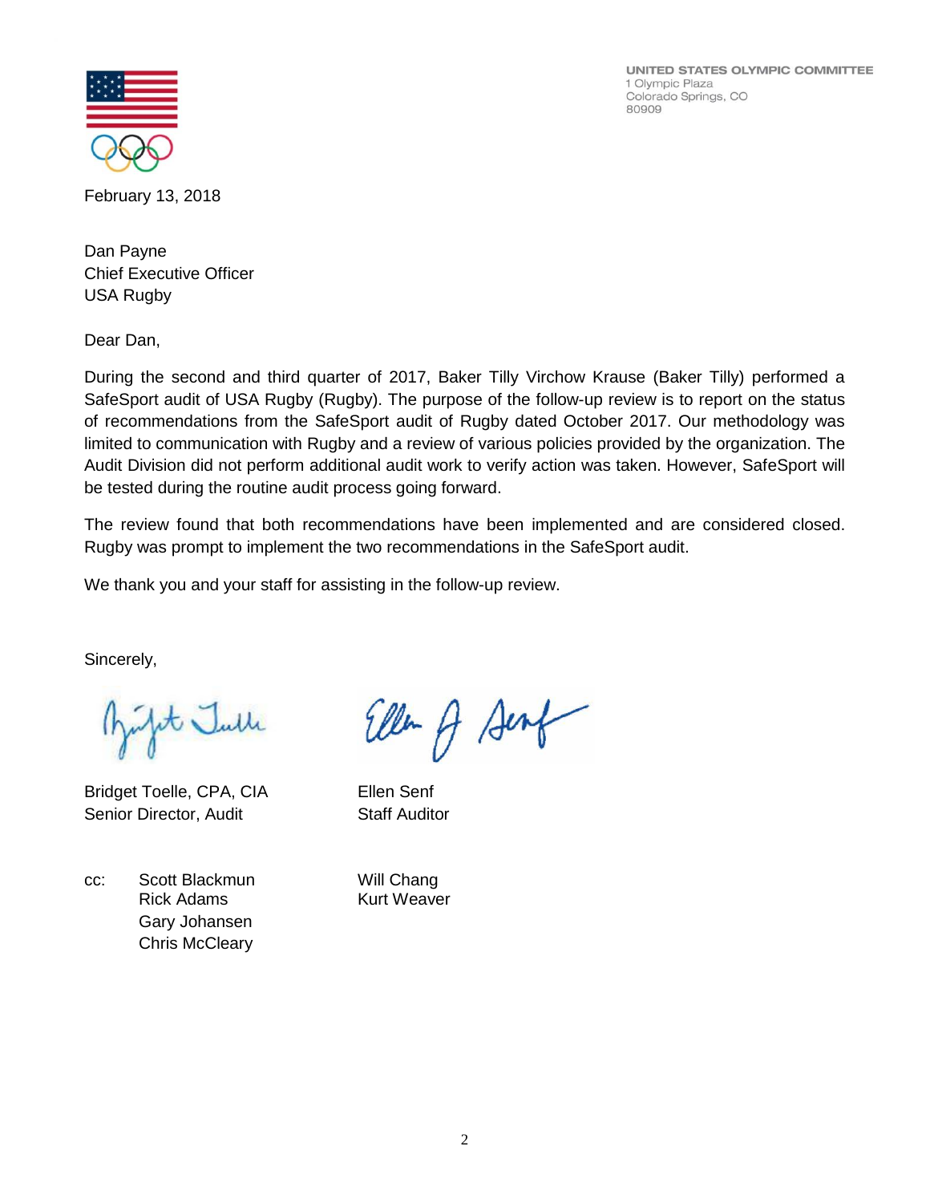UNITED STATES OLYMPIC COMMITTEE
1 Olympic Plaza
Colorado Springs, CO
80909

February 13, 2018

Dan Payne
Chief Executive Officer
USA Rugby

Dear Dan,

During the second and third quarter of 2017, Baker Tilly Virchow Krause (Baker Tilly) performed a SafeSport audit of USA Rugby (Rugby). The purpose of the follow-up review is to report on the status of recommendations from the SafeSport audit of Rugby dated October 2017. Our methodology was limited to communication with Rugby and a review of various policies provided by the organization. The Audit Division did not perform additional audit work to verify action was taken. However, SafeSport will be tested during the routine audit process going forward.

The review found that both recommendations have been implemented and are considered closed. Rugby was prompt to implement the two recommendations in the SafeSport audit.

We thank you and your staff for assisting in the follow-up review.

Sincerely,

Bridget Toelle, CPA, CIA
Senior Director, Audit

Ellen Senf
Staff Auditor

cc: Scott Blackmun
Rick Adams
Gary Johansen
Chris McCleary
Will Chang
Kurt Weaver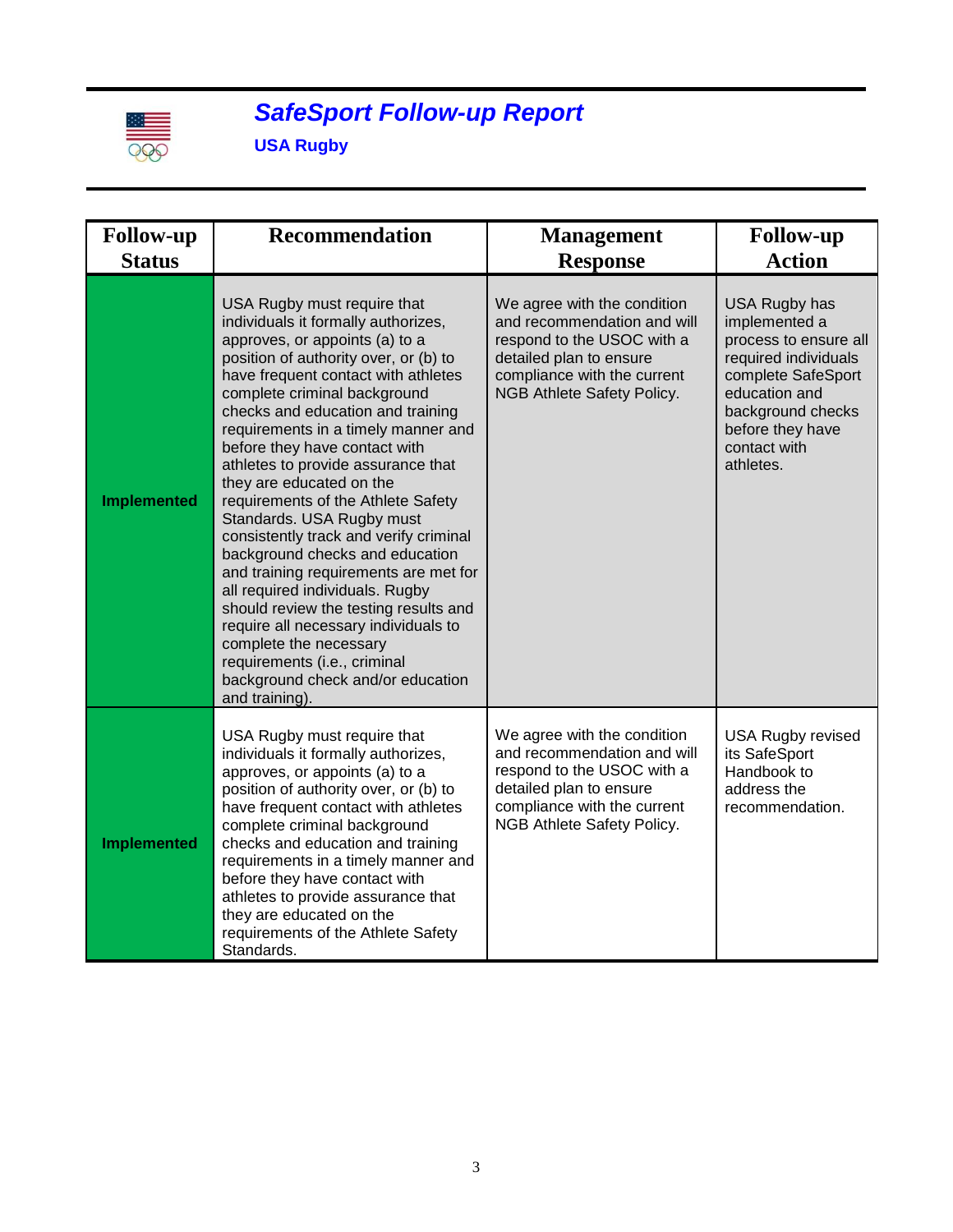# *SafeSport Follow-up Report*

**USA Rugby**

| Follow-up Status | Recommendation | Management Response | Follow-up Action |
|---|---|---|---|
| **Implemented** | USA Rugby must require that individuals it formally authorizes, approves, or appoints (a) to a position of authority over, or (b) to have frequent contact with athletes complete criminal background checks and education and training requirements in a timely manner and before they have contact with athletes to provide assurance that they are educated on the requirements of the Athlete Safety Standards. USA Rugby must consistently track and verify criminal background checks and education and training requirements are met for all required individuals. Rugby should review the testing results and require all necessary individuals to complete the necessary requirements (i.e., criminal background check and/or education and training). | We agree with the condition and recommendation and will respond to the USOC with a detailed plan to ensure compliance with the current NGB Athlete Safety Policy. | USA Rugby has implemented a process to ensure all required individuals complete SafeSport education and background checks before they have contact with athletes. |
| **Implemented** | USA Rugby must require that individuals it formally authorizes, approves, or appoints (a) to a position of authority over, or (b) to have frequent contact with athletes complete criminal background checks and education and training requirements in a timely manner and before they have contact with athletes to provide assurance that they are educated on the requirements of the Athlete Safety Standards. | We agree with the condition and recommendation and will respond to the USOC with a detailed plan to ensure compliance with the current NGB Athlete Safety Policy. | USA Rugby revised its SafeSport Handbook to address the recommendation. |